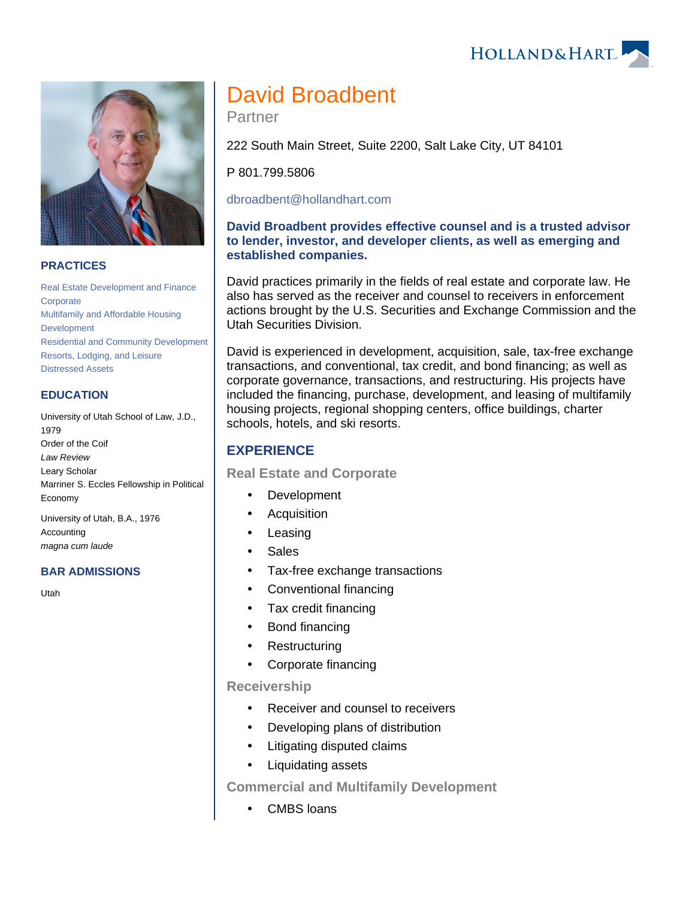# David Broadbent

Partner

222 South Main Street, Suite 2200, Salt Lake City, UT 84101

P 801.799.5806

dbroadbent@hollandhart.com

**David Broadbent provides effective counsel and is a trusted advisor to lender, investor, and developer clients, as well as emerging and established companies.**

David practices primarily in the fields of real estate and corporate law. He also has served as the receiver and counsel to receivers in enforcement actions brought by the U.S. Securities and Exchange Commission and the Utah Securities Division.

David is experienced in development, acquisition, sale, tax-free exchange transactions, and conventional, tax credit, and bond financing; as well as corporate governance, transactions, and restructuring. His projects have included the financing, purchase, development, and leasing of multifamily housing projects, regional shopping centers, office buildings, charter schools, hotels, and ski resorts.

## PRACTICES

Real Estate Development and Finance
Corporate
Multifamily and Affordable Housing Development
Residential and Community Development
Resorts, Lodging, and Leisure
Distressed Assets

## EDUCATION

University of Utah School of Law, J.D., 1979
Order of the Coif
*Law Review*
Leary Scholar
Marriner S. Eccles Fellowship in Political Economy

University of Utah, B.A., 1976
Accounting
*magna cum laude*

## BAR ADMISSIONS

Utah

## EXPERIENCE

### Real Estate and Corporate

- Development
- Acquisition
- Leasing
- Sales
- Tax-free exchange transactions
- Conventional financing
- Tax credit financing
- Bond financing
- Restructuring
- Corporate financing

### Receivership

- Receiver and counsel to receivers
- Developing plans of distribution
- Litigating disputed claims
- Liquidating assets

### Commercial and Multifamily Development

- CMBS loans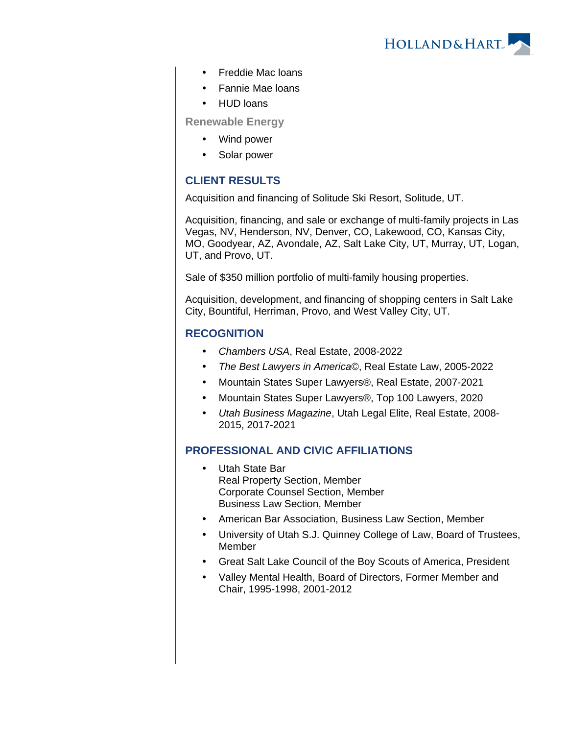- Freddie Mac loans
- Fannie Mae loans
- HUD loans

### Renewable Energy

- Wind power
- Solar power

## CLIENT RESULTS

Acquisition and financing of Solitude Ski Resort, Solitude, UT.

Acquisition, financing, and sale or exchange of multi-family projects in Las Vegas, NV, Henderson, NV, Denver, CO, Lakewood, CO, Kansas City, MO, Goodyear, AZ, Avondale, AZ, Salt Lake City, UT, Murray, UT, Logan, UT, and Provo, UT.

Sale of $350 million portfolio of multi-family housing properties.

Acquisition, development, and financing of shopping centers in Salt Lake City, Bountiful, Herriman, Provo, and West Valley City, UT.

## RECOGNITION

- *Chambers USA*, Real Estate, 2008-2022
- *The Best Lawyers in America*©, Real Estate Law, 2005-2022
- Mountain States Super Lawyers®, Real Estate, 2007-2021
- Mountain States Super Lawyers®, Top 100 Lawyers, 2020
- *Utah Business Magazine*, Utah Legal Elite, Real Estate, 2008-2015, 2017-2021

## PROFESSIONAL AND CIVIC AFFILIATIONS

- Utah State Bar  
  Real Property Section, Member  
  Corporate Counsel Section, Member  
  Business Law Section, Member
- American Bar Association, Business Law Section, Member
- University of Utah S.J. Quinney College of Law, Board of Trustees, Member
- Great Salt Lake Council of the Boy Scouts of America, President
- Valley Mental Health, Board of Directors, Former Member and Chair, 1995-1998, 2001-2012